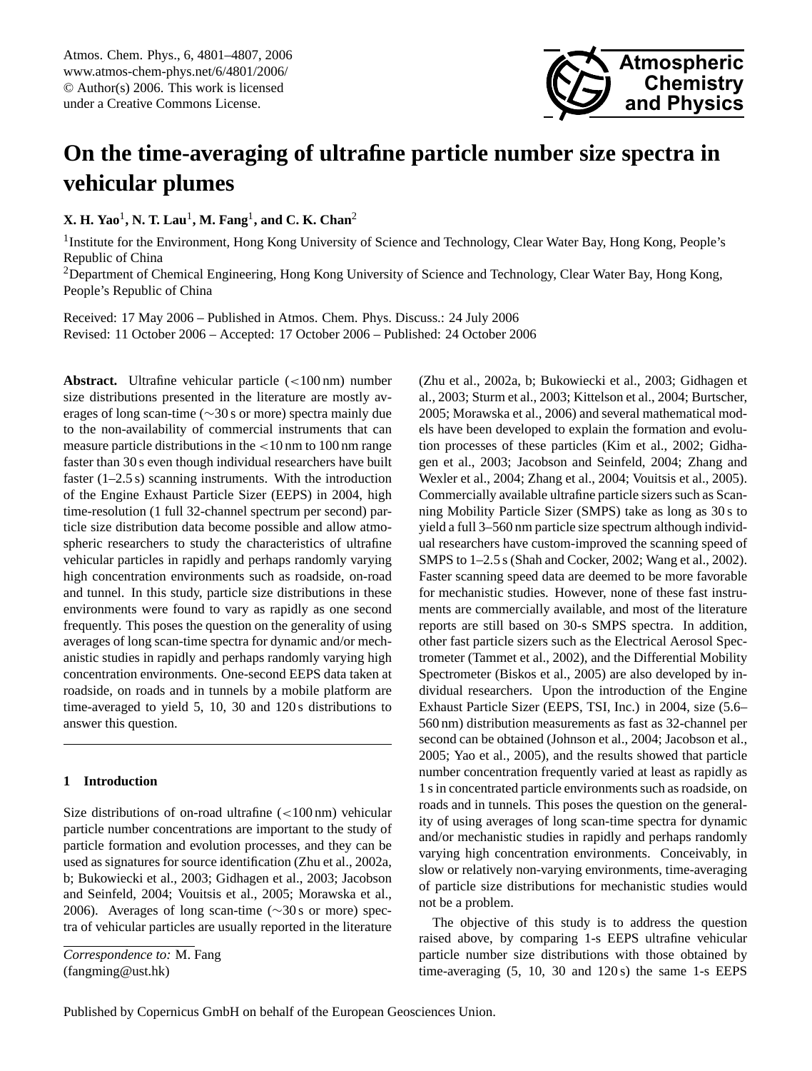# On the time-averaging of ultrafine particle number size spectra in vehicular plumes

**X. H. Yao[1], N. T. Lau[1], M. Fang[1], and C. K. Chan[2]**

[1]Institute for the Environment, Hong Kong University of Science and Technology, Clear Water Bay, Hong Kong, People's Republic of China

[2]Department of Chemical Engineering, Hong Kong University of Science and Technology, Clear Water Bay, Hong Kong, People's Republic of China

Received: 17 May 2006 – Published in Atmos. Chem. Phys. Discuss.: 24 July 2006
Revised: 11 October 2006 – Accepted: 17 October 2006 – Published: 24 October 2006

**Abstract.** Ultrafine vehicular particle (<100 nm) number size distributions presented in the literature are mostly averages of long scan-time (∼30 s or more) spectra mainly due to the non-availability of commercial instruments that can measure particle distributions in the <10 nm to 100 nm range faster than 30 s even though individual researchers have built faster (1–2.5 s) scanning instruments. With the introduction of the Engine Exhaust Particle Sizer (EEPS) in 2004, high time-resolution (1 full 32-channel spectrum per second) particle size distribution data become possible and allow atmospheric researchers to study the characteristics of ultrafine vehicular particles in rapidly and perhaps randomly varying high concentration environments such as roadside, on-road and tunnel. In this study, particle size distributions in these environments were found to vary as rapidly as one second frequently. This poses the question on the generality of using averages of long scan-time spectra for dynamic and/or mechanistic studies in rapidly and perhaps randomly varying high concentration environments. One-second EEPS data taken at roadside, on roads and in tunnels by a mobile platform are time-averaged to yield 5, 10, 30 and 120 s distributions to answer this question.

## 1 Introduction

Size distributions of on-road ultrafine (<100 nm) vehicular particle number concentrations are important to the study of particle formation and evolution processes, and they can be used as signatures for source identification (Zhu et al., 2002a, b; Bukowiecki et al., 2003; Gidhagen et al., 2003; Jacobson and Seinfeld, 2004; Vouitsis et al., 2005; Morawska et al., 2006). Averages of long scan-time (∼30 s or more) spectra of vehicular particles are usually reported in the literature (Zhu et al., 2002a, b; Bukowiecki et al., 2003; Gidhagen et al., 2003; Sturm et al., 2003; Kittelson et al., 2004; Burtscher, 2005; Morawska et al., 2006) and several mathematical models have been developed to explain the formation and evolution processes of these particles (Kim et al., 2002; Gidhagen et al., 2003; Jacobson and Seinfeld, 2004; Zhang and Wexler et al., 2004; Zhang et al., 2004; Vouitsis et al., 2005). Commercially available ultrafine particle sizers such as Scanning Mobility Particle Sizer (SMPS) take as long as 30 s to yield a full 3–560 nm particle size spectrum although individual researchers have custom-improved the scanning speed of SMPS to 1–2.5 s (Shah and Cocker, 2002; Wang et al., 2002). Faster scanning speed data are deemed to be more favorable for mechanistic studies. However, none of these fast instruments are commercially available, and most of the literature reports are still based on 30-s SMPS spectra. In addition, other fast particle sizers such as the Electrical Aerosol Spectrometer (Tammet et al., 2002), and the Differential Mobility Spectrometer (Biskos et al., 2005) are also developed by individual researchers. Upon the introduction of the Engine Exhaust Particle Sizer (EEPS, TSI, Inc.) in 2004, size (5.6–560 nm) distribution measurements as fast as 32-channel per second can be obtained (Johnson et al., 2004; Jacobson et al., 2005; Yao et al., 2005), and the results showed that particle number concentration frequently varied at least as rapidly as 1 s in concentrated particle environments such as roadside, on roads and in tunnels. This poses the question on the generality of using averages of long scan-time spectra for dynamic and/or mechanistic studies in rapidly and perhaps randomly varying high concentration environments. Conceivably, in slow or relatively non-varying environments, time-averaging of particle size distributions for mechanistic studies would not be a problem.

The objective of this study is to address the question raised above, by comparing 1-s EEPS ultrafine vehicular particle number size distributions with those obtained by time-averaging (5, 10, 30 and 120 s) the same 1-s EEPS

*Correspondence to:* M. Fang
(fangming@ust.hk)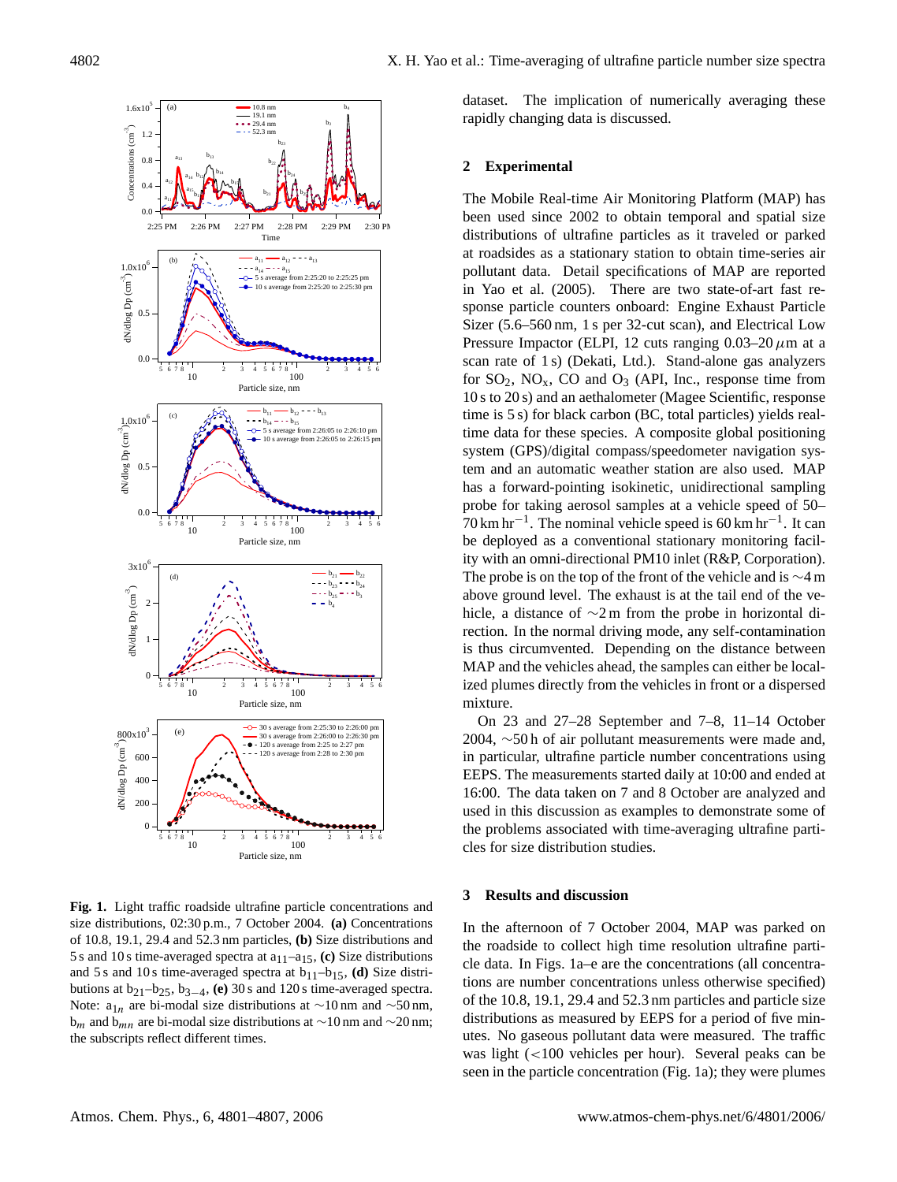dataset. The implication of numerically averaging these rapidly changing data is discussed.

## 2 Experimental

The Mobile Real-time Air Monitoring Platform (MAP) has been used since 2002 to obtain temporal and spatial size distributions of ultrafine particles as it traveled or parked at roadsides as a stationary station to obtain time-series air pollutant data. Detail specifications of MAP are reported in Yao et al. (2005). There are two state-of-art fast response particle counters onboard: Engine Exhaust Particle Sizer (5.6–560 nm, 1 s per 32-cut scan), and Electrical Low Pressure Impactor (ELPI, 12 cuts ranging 0.03–20 $\mu$m at a scan rate of 1 s) (Dekati, Ltd.). Stand-alone gas analyzers for $SO_2$, $NO_X$, CO and $O_3$ (API, Inc., response time from 10 s to 20 s) and an aethalometer (Magee Scientific, response time is 5 s) for black carbon (BC, total particles) yields real-time data for these species. A composite global positioning system (GPS)/digital compass/speedometer navigation system and an automatic weather station are also used. MAP has a forward-pointing isokinetic, unidirectional sampling probe for taking aerosol samples at a vehicle speed of 50–70 km $hr^{-1}$. The nominal vehicle speed is 60 km $hr^{-1}$. It can be deployed as a conventional stationary monitoring facility with an omni-directional PM10 inlet (R&P, Corporation). The probe is on the top of the front of the vehicle and is ~4 m above ground level. The exhaust is at the tail end of the vehicle, a distance of ~2 m from the probe in horizontal direction. In the normal driving mode, any self-contamination is thus circumvented. Depending on the distance between MAP and the vehicles ahead, the samples can either be localized plumes directly from the vehicles in front or a dispersed mixture.

On 23 and 27–28 September and 7–8, 11–14 October 2004, ~50 h of air pollutant measurements were made and, in particular, ultrafine particle number concentrations using EEPS. The measurements started daily at 10:00 and ended at 16:00. The data taken on 7 and 8 October are analyzed and used in this discussion as examples to demonstrate some of the problems associated with time-averaging ultrafine particles for size distribution studies.

## 3 Results and discussion

In the afternoon of 7 October 2004, MAP was parked on the roadside to collect high time resolution ultrafine particle data. In Figs. 1a–e are the concentrations (all concentrations are number concentrations unless otherwise specified) of the 10.8, 19.1, 29.4 and 52.3 nm particles and particle size distributions as measured by EEPS for a period of five minutes. No gaseous pollutant data were measured. The traffic was light (<100 vehicles per hour). Several peaks can be seen in the particle concentration (Fig. 1a); they were plumes

**Fig. 1.** Light traffic roadside ultrafine particle concentrations and size distributions, 02:30 p.m., 7 October 2004. **(a)** Concentrations of 10.8, 19.1, 29.4 and 52.3 nm particles, **(b)** Size distributions and 5 s and 10 s time-averaged spectra at $a_{11}$–$a_{15}$, **(c)** Size distributions and 5 s and 10 s time-averaged spectra at $b_{11}$–$b_{15}$, **(d)** Size distributions at $b_{21}$–$b_{25}$, $b_{3-4}$, **(e)** 30 s and 120 s time-averaged spectra. Note: $a_{1n}$ are bi-modal size distributions at ~10 nm and ~50 nm, $b_m$ and $b_{mn}$ are bi-modal size distributions at ~10 nm and ~20 nm; the subscripts reflect different times.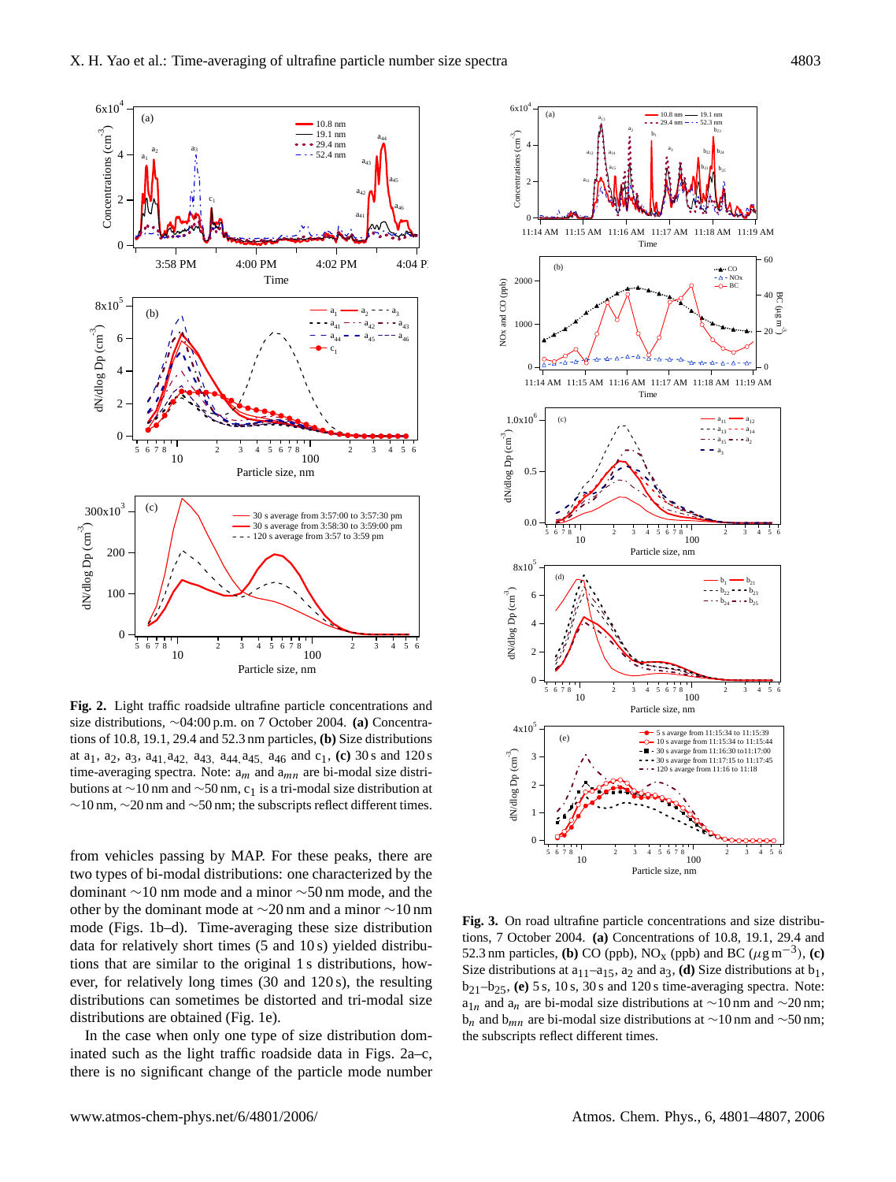**Fig. 2.** Light traffic roadside ultrafine particle concentrations and size distributions, ~04:00 p.m. on 7 October 2004. **(a)** Concentrations of 10.8, 19.1, 29.4 and 52.3 nm particles, **(b)** Size distributions at $a_1$, $a_2$, $a_3$, $a_{41}$, $a_{42}$, $a_{43}$, $a_{44}$, $a_{45}$, $a_{46}$ and $c_1$, **(c)** 30 s and 120 s time-averaging spectra. Note: $a_m$ and $a_{mn}$ are bi-modal size distributions at ~10 nm and ~50 nm, $c_1$ is a tri-modal size distribution at ~10 nm, ~20 nm and ~50 nm; the subscripts reflect different times.

**Fig. 3.** On road ultrafine particle concentrations and size distributions, 7 October 2004. **(a)** Concentrations of 10.8, 19.1, 29.4 and 52.3 nm particles, **(b)** CO (ppb), $NO_x$ (ppb) and BC ($\mu g\,m^{-3}$), **(c)** Size distributions at $a_{11}$–$a_{15}$, $a_2$ and $a_3$, **(d)** Size distributions at $b_1$, $b_{21}$–$b_{25}$, **(e)** 5 s, 10 s, 30 s and 120 s time-averaging spectra. Note: $a_{1n}$ and $a_n$ are bi-modal size distributions at ~10 nm and ~20 nm; $b_n$ and $b_{mn}$ are bi-modal size distributions at ~10 nm and ~50 nm; the subscripts reflect different times.

from vehicles passing by MAP. For these peaks, there are two types of bi-modal distributions: one characterized by the dominant ~10 nm mode and a minor ~50 nm mode, and the other by the dominant mode at ~20 nm and a minor ~10 nm mode (Figs. 1b–d). Time-averaging these size distribution data for relatively short times (5 and 10 s) yielded distributions that are similar to the original 1 s distributions, however, for relatively long times (30 and 120 s), the resulting distributions can sometimes be distorted and tri-modal size distributions are obtained (Fig. 1e).

In the case when only one type of size distribution dominated such as the light traffic roadside data in Figs. 2a–c, there is no significant change of the particle mode number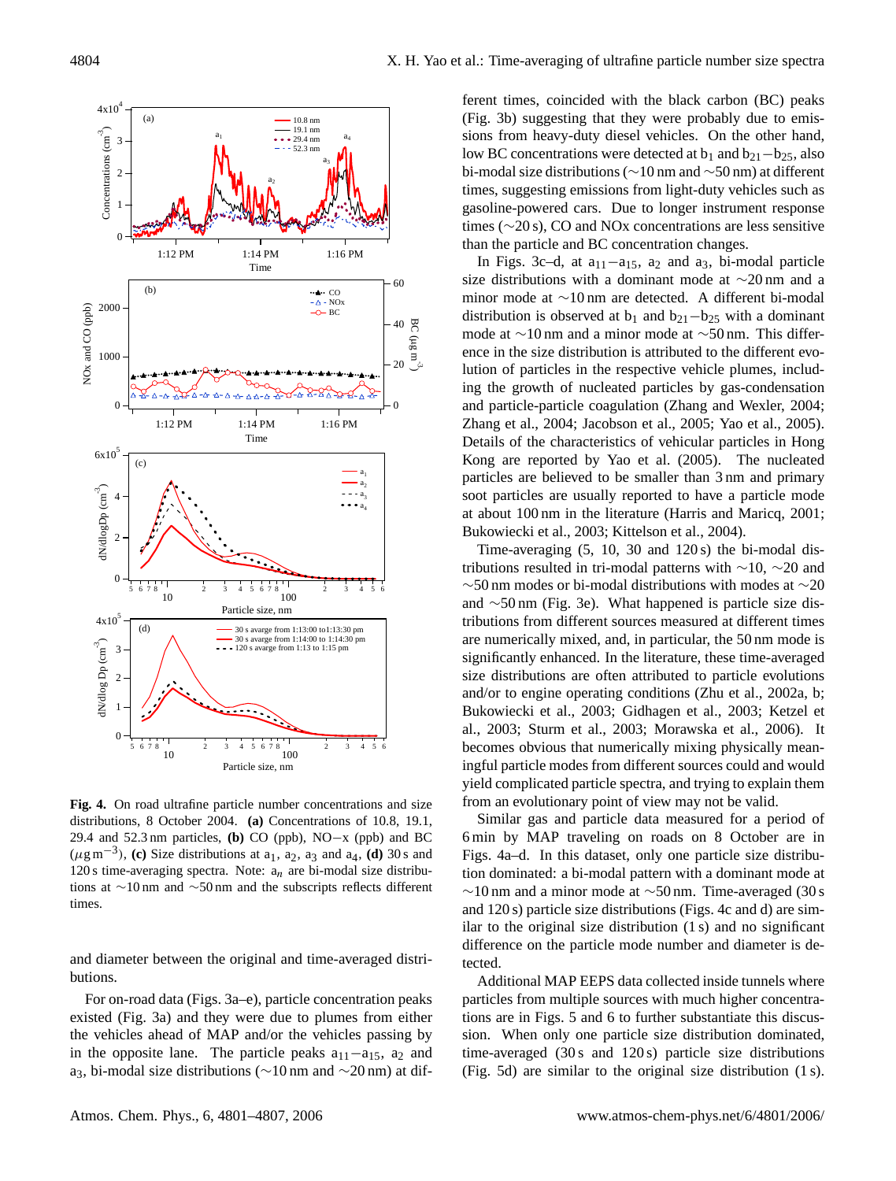**Fig. 4.** On road ultrafine particle number concentrations and size distributions, 8 October 2004. **(a)** Concentrations of 10.8, 19.1, 29.4 and 52.3 nm particles, **(b)** CO (ppb), NO−x (ppb) and BC ($\mu$g m$^{-3}$), **(c)** Size distributions at $a_1$, $a_2$, $a_3$ and $a_4$, **(d)** 30 s and 120 s time-averaging spectra. Note: $a_n$ are bi-modal size distributions at ∼10 nm and ∼50 nm and the subscripts reflects different times.

and diameter between the original and time-averaged distributions.

For on-road data (Figs. 3a–e), particle concentration peaks existed (Fig. 3a) and they were due to plumes from either the vehicles ahead of MAP and/or the vehicles passing by in the opposite lane. The particle peaks $a_{11}-a_{15}$, $a_2$ and $a_3$, bi-modal size distributions (∼10 nm and ∼20 nm) at different times, coincided with the black carbon (BC) peaks (Fig. 3b) suggesting that they were probably due to emissions from heavy-duty diesel vehicles. On the other hand, low BC concentrations were detected at $b_1$ and $b_{21}-b_{25}$, also bi-modal size distributions (∼10 nm and ∼50 nm) at different times, suggesting emissions from light-duty vehicles such as gasoline-powered cars. Due to longer instrument response times (∼20 s), CO and NOx concentrations are less sensitive than the particle and BC concentration changes.

In Figs. 3c–d, at $a_{11}-a_{15}$, $a_2$ and $a_3$, bi-modal particle size distributions with a dominant mode at ∼20 nm and a minor mode at ∼10 nm are detected. A different bi-modal distribution is observed at $b_1$ and $b_{21}-b_{25}$ with a dominant mode at ∼10 nm and a minor mode at ∼50 nm. This difference in the size distribution is attributed to the different evolution of particles in the respective vehicle plumes, including the growth of nucleated particles by gas-condensation and particle-particle coagulation (Zhang and Wexler, 2004; Zhang et al., 2004; Jacobson et al., 2005; Yao et al., 2005). Details of the characteristics of vehicular particles in Hong Kong are reported by Yao et al. (2005). The nucleated particles are believed to be smaller than 3 nm and primary soot particles are usually reported to have a particle mode at about 100 nm in the literature (Harris and Maricq, 2001; Bukowiecki et al., 2003; Kittelson et al., 2004).

Time-averaging (5, 10, 30 and 120 s) the bi-modal distributions resulted in tri-modal patterns with ∼10, ∼20 and ∼50 nm modes or bi-modal distributions with modes at ∼20 and ∼50 nm (Fig. 3e). What happened is particle size distributions from different sources measured at different times are numerically mixed, and, in particular, the 50 nm mode is significantly enhanced. In the literature, these time-averaged size distributions are often attributed to particle evolutions and/or to engine operating conditions (Zhu et al., 2002a, b; Bukowiecki et al., 2003; Gidhagen et al., 2003; Ketzel et al., 2003; Sturm et al., 2003; Morawska et al., 2006). It becomes obvious that numerically mixing physically meaningful particle modes from different sources could and would yield complicated particle spectra, and trying to explain them from an evolutionary point of view may not be valid.

Similar gas and particle data measured for a period of 6 min by MAP traveling on roads on 8 October are in Figs. 4a–d. In this dataset, only one particle size distribution dominated: a bi-modal pattern with a dominant mode at ∼10 nm and a minor mode at ∼50 nm. Time-averaged (30 s and 120 s) particle size distributions (Figs. 4c and d) are similar to the original size distribution (1 s) and no significant difference on the particle mode number and diameter is detected.

Additional MAP EEPS data collected inside tunnels where particles from multiple sources with much higher concentrations are in Figs. 5 and 6 to further substantiate this discussion. When only one particle size distribution dominated, time-averaged (30 s and 120 s) particle size distributions (Fig. 5d) are similar to the original size distribution (1 s).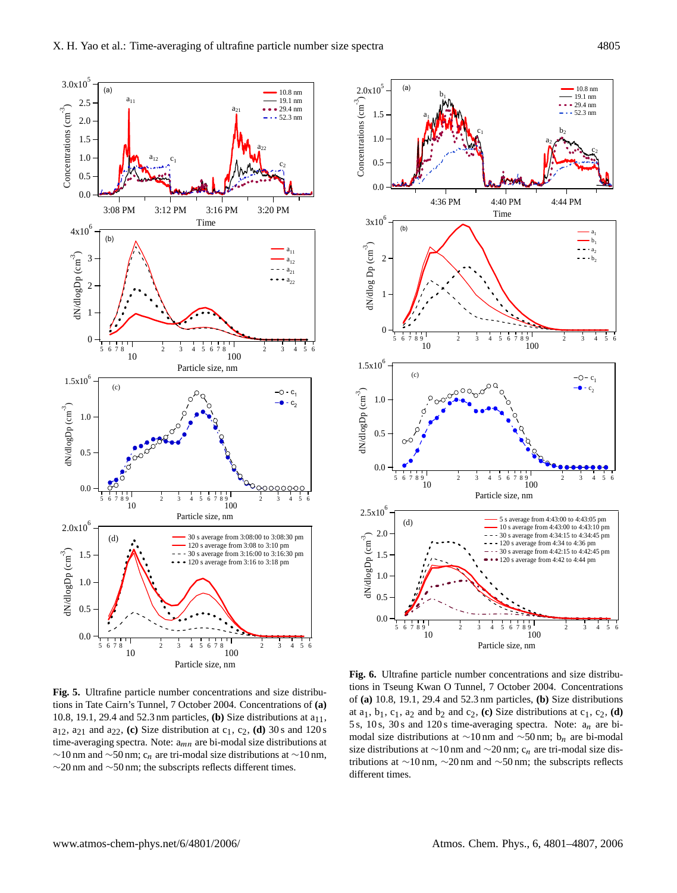**Fig. 5.** Ultrafine particle number concentrations and size distributions in Tate Cairn's Tunnel, 7 October 2004. Concentrations of **(a)** 10.8, 19.1, 29.4 and 52.3 nm particles, **(b)** Size distributions at $a_{11}$, $a_{12}$, $a_{21}$ and $a_{22}$, **(c)** Size distribution at $c_1$, $c_2$, **(d)** 30 s and 120 s time-averaging spectra. Note: $a_{mn}$ are bi-modal size distributions at ~10 nm and ~50 nm; $c_n$ are tri-modal size distributions at ~10 nm, ~20 nm and ~50 nm; the subscripts reflects different times.

**Fig. 6.** Ultrafine particle number concentrations and size distributions in Tseung Kwan O Tunnel, 7 October 2004. Concentrations of **(a)** 10.8, 19.1, 29.4 and 52.3 nm particles, **(b)** Size distributions at $a_1$, $b_1$, $c_1$, $a_2$ and $b_2$ and $c_2$, **(c)** Size distributions at $c_1$, $c_2$, **(d)** 5 s, 10 s, 30 s and 120 s time-averaging spectra. Note: $a_n$ are bi-modal size distributions at ~10 nm and ~50 nm; $b_n$ are bi-modal size distributions at ~10 nm and ~20 nm; $c_n$ are tri-modal size distributions at ~10 nm, ~20 nm and ~50 nm; the subscripts reflects different times.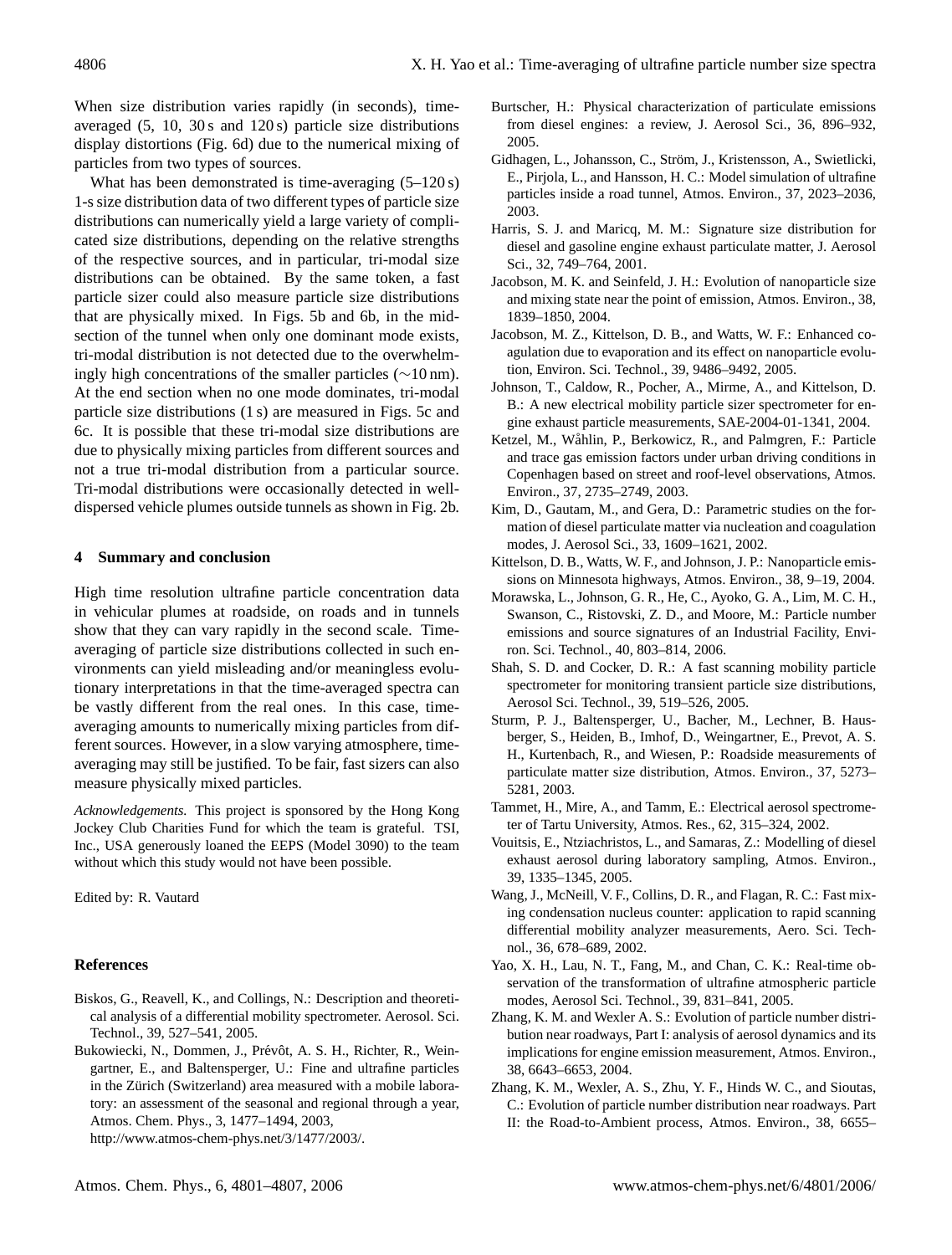When size distribution varies rapidly (in seconds), time-averaged (5, 10, 30 s and 120 s) particle size distributions display distortions (Fig. 6d) due to the numerical mixing of particles from two types of sources.

What has been demonstrated is time-averaging (5–120 s) 1-s size distribution data of two different types of particle size distributions can numerically yield a large variety of complicated size distributions, depending on the relative strengths of the respective sources, and in particular, tri-modal size distributions can be obtained. By the same token, a fast particle sizer could also measure particle size distributions that are physically mixed. In Figs. 5b and 6b, in the mid-section of the tunnel when only one dominant mode exists, tri-modal distribution is not detected due to the overwhelmingly high concentrations of the smaller particles ($\sim$10 nm). At the end section when no one mode dominates, tri-modal particle size distributions (1 s) are measured in Figs. 5c and 6c. It is possible that these tri-modal size distributions are due to physically mixing particles from different sources and not a true tri-modal distribution from a particular source. Tri-modal distributions were occasionally detected in well-dispersed vehicle plumes outside tunnels as shown in Fig. 2b.

## 4 Summary and conclusion

High time resolution ultrafine particle concentration data in vehicular plumes at roadside, on roads and in tunnels show that they can vary rapidly in the second scale. Time-averaging of particle size distributions collected in such environments can yield misleading and/or meaningless evolutionary interpretations in that the time-averaged spectra can be vastly different from the real ones. In this case, time-averaging amounts to numerically mixing particles from different sources. However, in a slow varying atmosphere, time-averaging may still be justified. To be fair, fast sizers can also measure physically mixed particles.

*Acknowledgements.* This project is sponsored by the Hong Kong Jockey Club Charities Fund for which the team is grateful. TSI, Inc., USA generously loaned the EEPS (Model 3090) to the team without which this study would not have been possible.

Edited by: R. Vautard

## References

Biskos, G., Reavell, K., and Collings, N.: Description and theoretical analysis of a differential mobility spectrometer. Aerosol. Sci. Technol., 39, 527–541, 2005.

Bukowiecki, N., Dommen, J., Prévôt, A. S. H., Richter, R., Weingartner, E., and Baltensperger, U.: Fine and ultrafine particles in the Zürich (Switzerland) area measured with a mobile laboratory: an assessment of the seasonal and regional through a year, Atmos. Chem. Phys., 3, 1477–1494, 2003, http://www.atmos-chem-phys.net/3/1477/2003/.

Burtscher, H.: Physical characterization of particulate emissions from diesel engines: a review, J. Aerosol Sci., 36, 896–932, 2005.

Gidhagen, L., Johansson, C., Ström, J., Kristensson, A., Swietlicki, E., Pirjola, L., and Hansson, H. C.: Model simulation of ultrafine particles inside a road tunnel, Atmos. Environ., 37, 2023–2036, 2003.

Harris, S. J. and Maricq, M. M.: Signature size distribution for diesel and gasoline engine exhaust particulate matter, J. Aerosol Sci., 32, 749–764, 2001.

Jacobson, M. K. and Seinfeld, J. H.: Evolution of nanoparticle size and mixing state near the point of emission, Atmos. Environ., 38, 1839–1850, 2004.

Jacobson, M. Z., Kittelson, D. B., and Watts, W. F.: Enhanced coagulation due to evaporation and its effect on nanoparticle evolution, Environ. Sci. Technol., 39, 9486–9492, 2005.

Johnson, T., Caldow, R., Pocher, A., Mirme, A., and Kittelson, D. B.: A new electrical mobility particle sizer spectrometer for engine exhaust particle measurements, SAE-2004-01-1341, 2004.

Ketzel, M., Wåhlin, P., Berkowicz, R., and Palmgren, F.: Particle and trace gas emission factors under urban driving conditions in Copenhagen based on street and roof-level observations, Atmos. Environ., 37, 2735–2749, 2003.

Kim, D., Gautam, M., and Gera, D.: Parametric studies on the formation of diesel particulate matter via nucleation and coagulation modes, J. Aerosol Sci., 33, 1609–1621, 2002.

Kittelson, D. B., Watts, W. F., and Johnson, J. P.: Nanoparticle emissions on Minnesota highways, Atmos. Environ., 38, 9–19, 2004.

Morawska, L., Johnson, G. R., He, C., Ayoko, G. A., Lim, M. C. H., Swanson, C., Ristovski, Z. D., and Moore, M.: Particle number emissions and source signatures of an Industrial Facility, Environ. Sci. Technol., 40, 803–814, 2006.

Shah, S. D. and Cocker, D. R.: A fast scanning mobility particle spectrometer for monitoring transient particle size distributions, Aerosol Sci. Technol., 39, 519–526, 2005.

Sturm, P. J., Baltensperger, U., Bacher, M., Lechner, B. Hausberger, S., Heiden, B., Imhof, D., Weingartner, E., Prevot, A. S. H., Kurtenbach, R., and Wiesen, P.: Roadside measurements of particulate matter size distribution, Atmos. Environ., 37, 5273–5281, 2003.

Tammet, H., Mire, A., and Tamm, E.: Electrical aerosol spectrometer of Tartu University, Atmos. Res., 62, 315–324, 2002.

Vouitsis, E., Ntziachristos, L., and Samaras, Z.: Modelling of diesel exhaust aerosol during laboratory sampling, Atmos. Environ., 39, 1335–1345, 2005.

Wang, J., McNeill, V. F., Collins, D. R., and Flagan, R. C.: Fast mixing condensation nucleus counter: application to rapid scanning differential mobility analyzer measurements, Aero. Sci. Technol., 36, 678–689, 2002.

Yao, X. H., Lau, N. T., Fang, M., and Chan, C. K.: Real-time observation of the transformation of ultrafine atmospheric particle modes, Aerosol Sci. Technol., 39, 831–841, 2005.

Zhang, K. M. and Wexler A. S.: Evolution of particle number distribution near roadways, Part I: analysis of aerosol dynamics and its implications for engine emission measurement, Atmos. Environ., 38, 6643–6653, 2004.

Zhang, K. M., Wexler, A. S., Zhu, Y. F., Hinds W. C., and Sioutas, C.: Evolution of particle number distribution near roadways. Part II: the Road-to-Ambient process, Atmos. Environ., 38, 6655–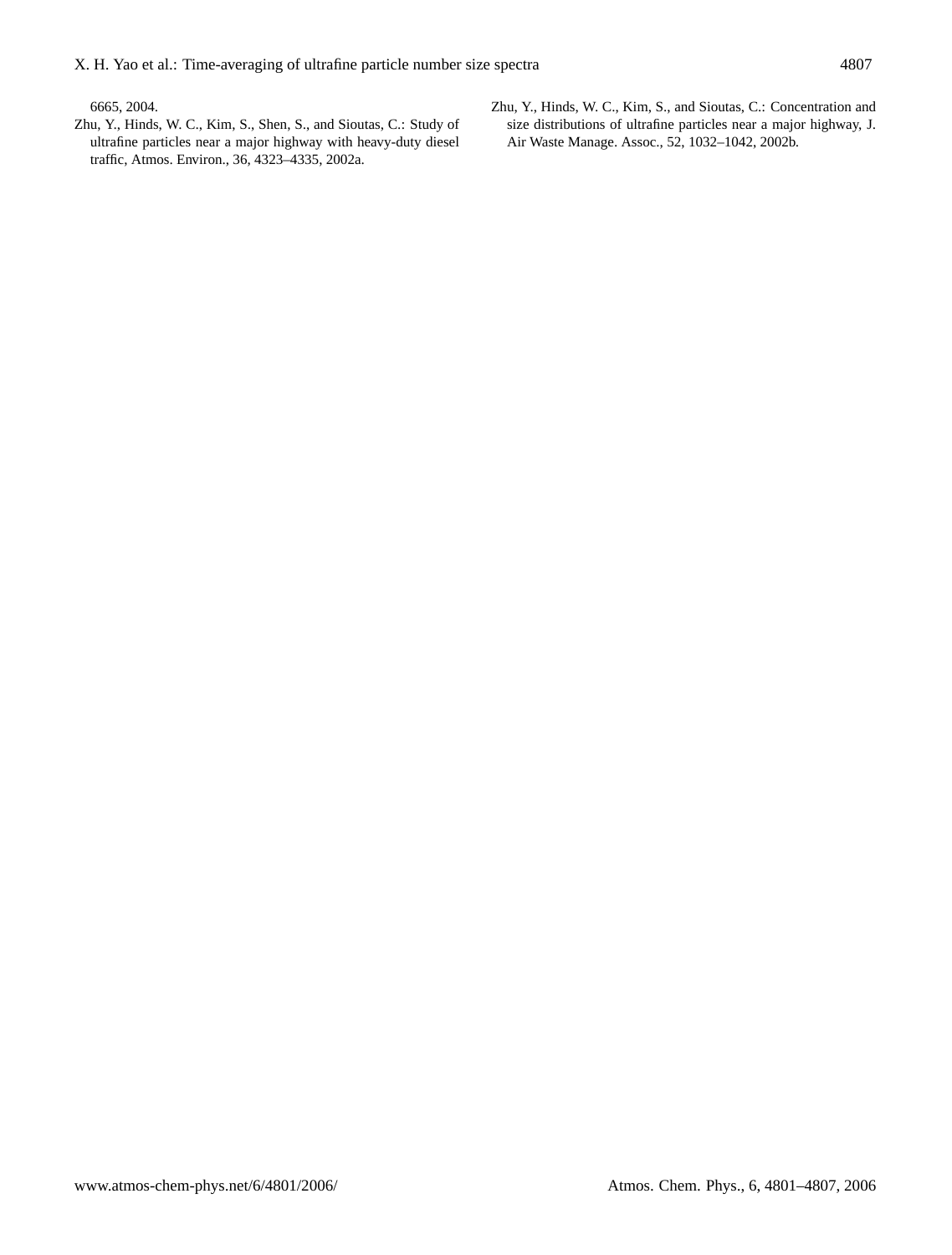6665, 2004.

Zhu, Y., Hinds, W. C., Kim, S., Shen, S., and Sioutas, C.: Study of ultrafine particles near a major highway with heavy-duty diesel traffic, Atmos. Environ., 36, 4323–4335, 2002a.

Zhu, Y., Hinds, W. C., Kim, S., and Sioutas, C.: Concentration and size distributions of ultrafine particles near a major highway, J. Air Waste Manage. Assoc., 52, 1032–1042, 2002b.